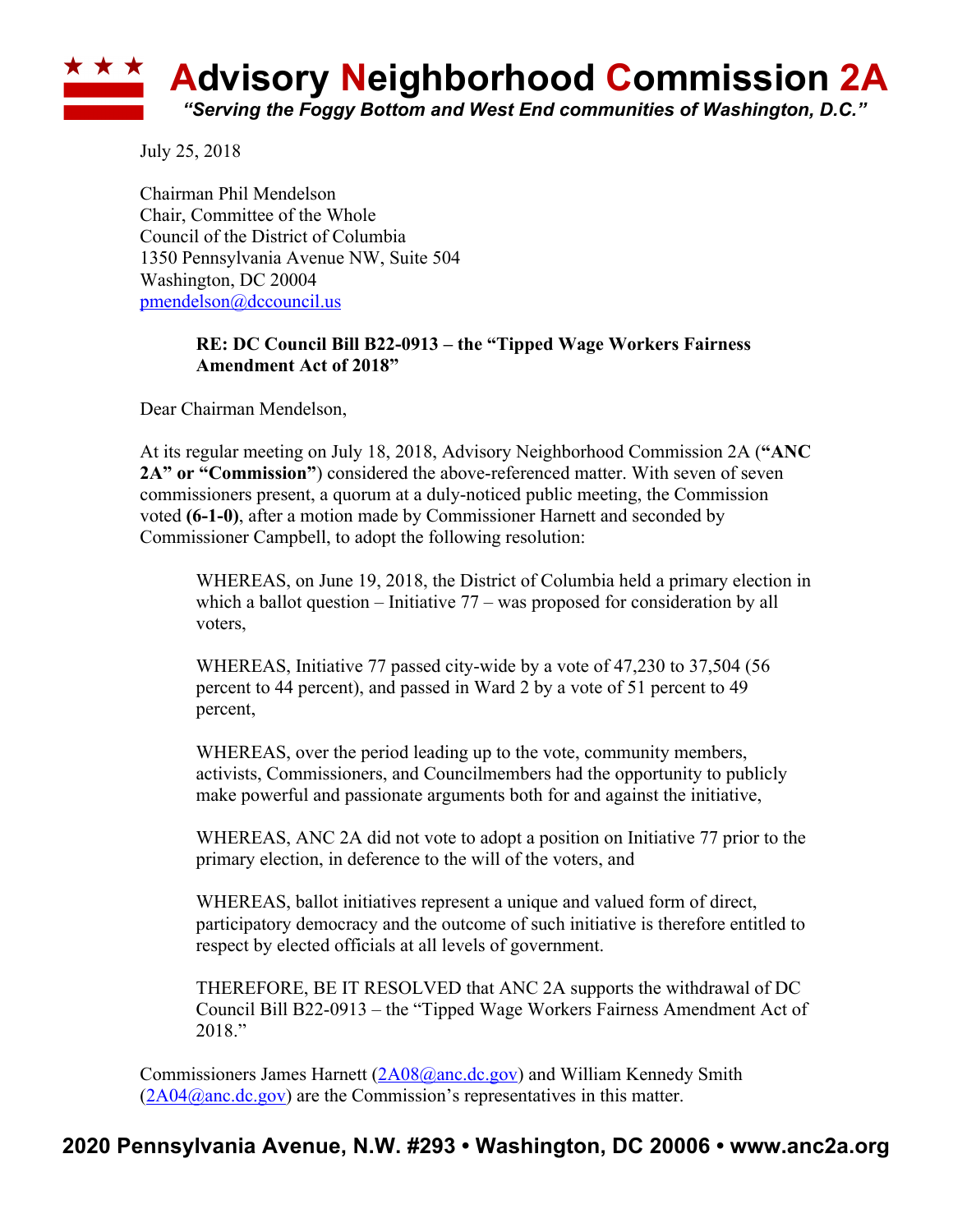# Advisory Neighborhood Commission 2A

*"Serving the Foggy Bottom and West End communities of Washington, D.C."*

July 25, 2018

Chairman Phil Mendelson
Chair, Committee of the Whole
Council of the District of Columbia
1350 Pennsylvania Avenue NW, Suite 504
Washington, DC 20004
pmendelson@dccouncil.us

**RE: DC Council Bill B22-0913 – the "Tipped Wage Workers Fairness Amendment Act of 2018"**

Dear Chairman Mendelson,

At its regular meeting on July 18, 2018, Advisory Neighborhood Commission 2A (**"ANC 2A" or "Commission"**) considered the above-referenced matter. With seven of seven commissioners present, a quorum at a duly-noticed public meeting, the Commission voted **(6-1-0)**, after a motion made by Commissioner Harnett and seconded by Commissioner Campbell, to adopt the following resolution:

> WHEREAS, on June 19, 2018, the District of Columbia held a primary election in which a ballot question – Initiative 77 – was proposed for consideration by all voters,
>
> WHEREAS, Initiative 77 passed city-wide by a vote of 47,230 to 37,504 (56 percent to 44 percent), and passed in Ward 2 by a vote of 51 percent to 49 percent,
>
> WHEREAS, over the period leading up to the vote, community members, activists, Commissioners, and Councilmembers had the opportunity to publicly make powerful and passionate arguments both for and against the initiative,
>
> WHEREAS, ANC 2A did not vote to adopt a position on Initiative 77 prior to the primary election, in deference to the will of the voters, and
>
> WHEREAS, ballot initiatives represent a unique and valued form of direct, participatory democracy and the outcome of such initiative is therefore entitled to respect by elected officials at all levels of government.
>
> THEREFORE, BE IT RESOLVED that ANC 2A supports the withdrawal of DC Council Bill B22-0913 – the "Tipped Wage Workers Fairness Amendment Act of 2018."

Commissioners James Harnett (2A08@anc.dc.gov) and William Kennedy Smith (2A04@anc.dc.gov) are the Commission's representatives in this matter.

**2020 Pennsylvania Avenue, N.W. #293 • Washington, DC 20006 • www.anc2a.org**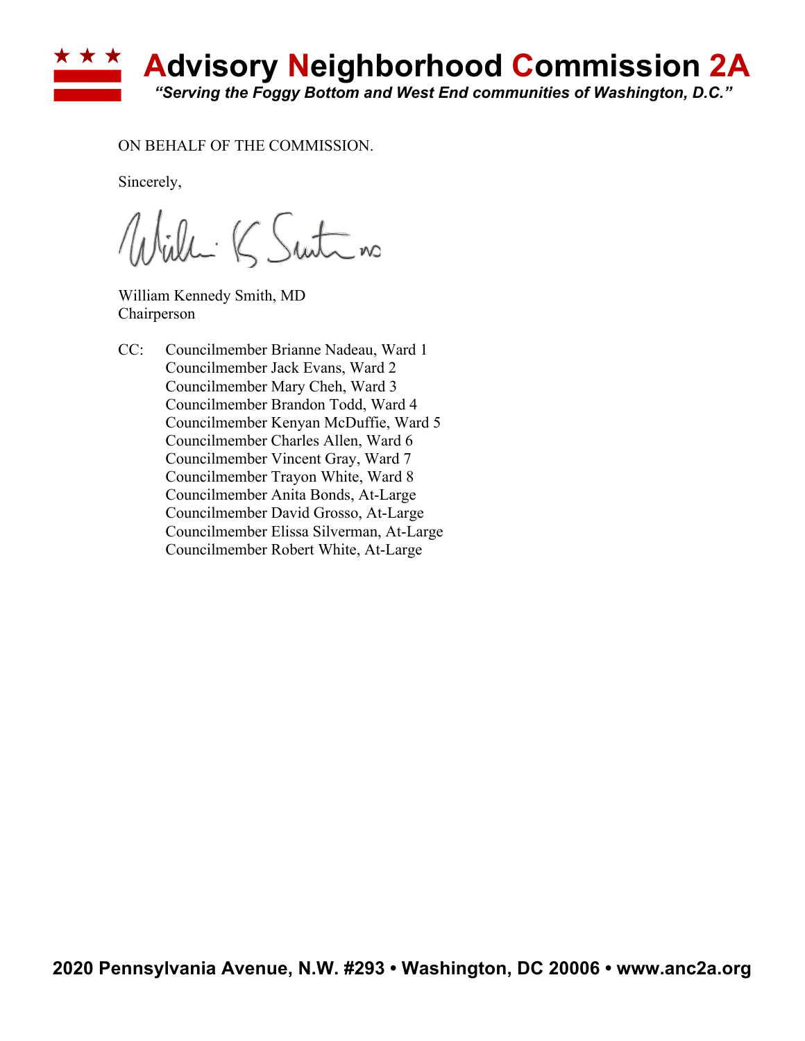ON BEHALF OF THE COMMISSION.

Sincerely,

William Kennedy Smith, MD
Chairperson

CC: Councilmember Brianne Nadeau, Ward 1
Councilmember Jack Evans, Ward 2
Councilmember Mary Cheh, Ward 3
Councilmember Brandon Todd, Ward 4
Councilmember Kenyan McDuffie, Ward 5
Councilmember Charles Allen, Ward 6
Councilmember Vincent Gray, Ward 7
Councilmember Trayon White, Ward 8
Councilmember Anita Bonds, At-Large
Councilmember David Grosso, At-Large
Councilmember Elissa Silverman, At-Large
Councilmember Robert White, At-Large